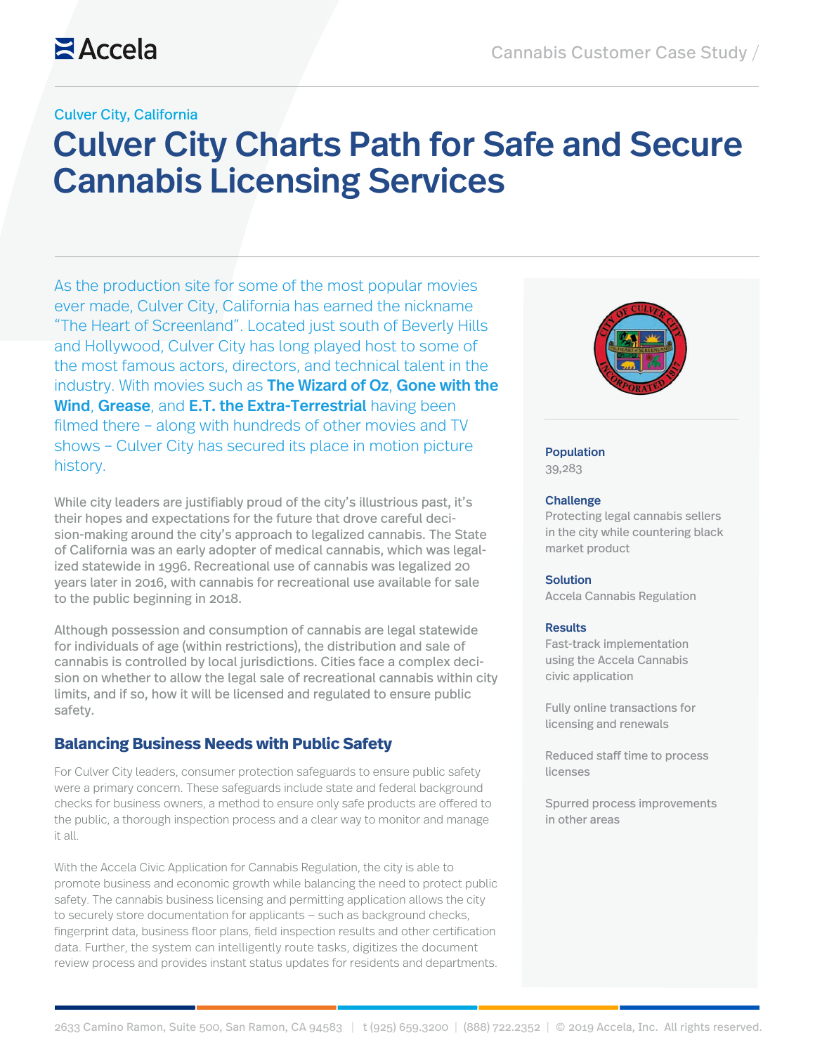Accela

Cannabis Customer Case Study /

Culver City, California

# Culver City Charts Path for Safe and Secure Cannabis Licensing Services

As the production site for some of the most popular movies ever made, Culver City, California has earned the nickname "The Heart of Screenland". Located just south of Beverly Hills and Hollywood, Culver City has long played host to some of the most famous actors, directors, and technical talent in the industry. With movies such as **The Wizard of Oz**, **Gone with the Wind**, **Grease**, and **E.T. the Extra-Terrestrial** having been filmed there – along with hundreds of other movies and TV shows – Culver City has secured its place in motion picture history.

While city leaders are justifiably proud of the city's illustrious past, it's their hopes and expectations for the future that drove careful decision-making around the city's approach to legalized cannabis. The State of California was an early adopter of medical cannabis, which was legalized statewide in 1996. Recreational use of cannabis was legalized 20 years later in 2016, with cannabis for recreational use available for sale to the public beginning in 2018.

Although possession and consumption of cannabis are legal statewide for individuals of age (within restrictions), the distribution and sale of cannabis is controlled by local jurisdictions. Cities face a complex decision on whether to allow the legal sale of recreational cannabis within city limits, and if so, how it will be licensed and regulated to ensure public safety.

## Balancing Business Needs with Public Safety

For Culver City leaders, consumer protection safeguards to ensure public safety were a primary concern. These safeguards include state and federal background checks for business owners, a method to ensure only safe products are offered to the public, a thorough inspection process and a clear way to monitor and manage it all.

With the Accela Civic Application for Cannabis Regulation, the city is able to promote business and economic growth while balancing the need to protect public safety. The cannabis business licensing and permitting application allows the city to securely store documentation for applicants – such as background checks, fingerprint data, business floor plans, field inspection results and other certification data. Further, the system can intelligently route tasks, digitizes the document review process and provides instant status updates for residents and departments.

**Population**
39,283

**Challenge**
Protecting legal cannabis sellers in the city while countering black market product

**Solution**
Accela Cannabis Regulation

**Results**
Fast-track implementation using the Accela Cannabis civic application

Fully online transactions for licensing and renewals

Reduced staff time to process licenses

Spurred process improvements in other areas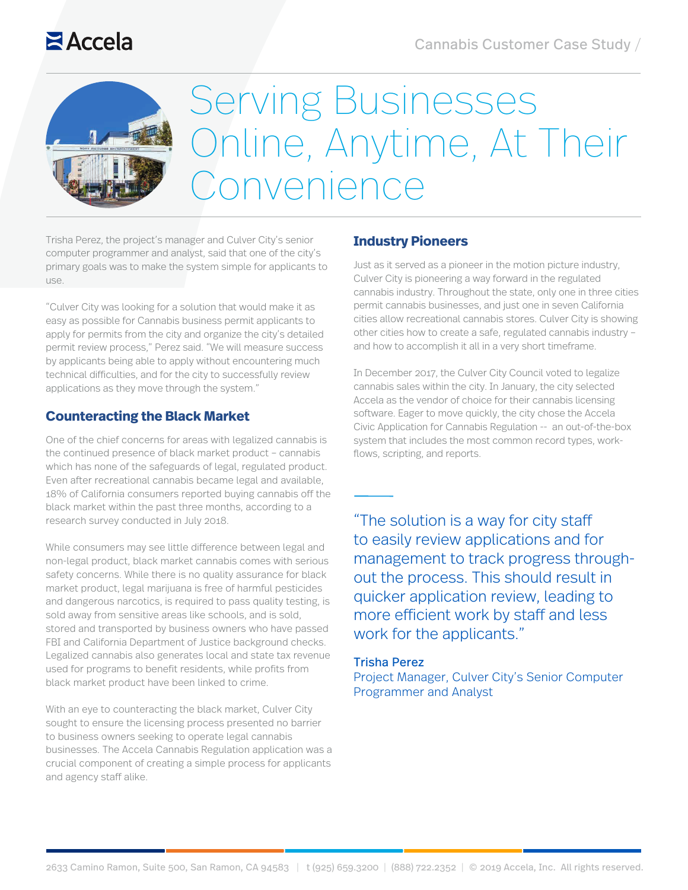# Serving Businesses Online, Anytime, At Their Convenience

Trisha Perez, the project's manager and Culver City's senior computer programmer and analyst, said that one of the city's primary goals was to make the system simple for applicants to use.

"Culver City was looking for a solution that would make it as easy as possible for Cannabis business permit applicants to apply for permits from the city and organize the city's detailed permit review process," Perez said. "We will measure success by applicants being able to apply without encountering much technical difficulties, and for the city to successfully review applications as they move through the system."

## Counteracting the Black Market

One of the chief concerns for areas with legalized cannabis is the continued presence of black market product – cannabis which has none of the safeguards of legal, regulated product. Even after recreational cannabis became legal and available, 18% of California consumers reported buying cannabis off the black market within the past three months, according to a research survey conducted in July 2018.

While consumers may see little difference between legal and non-legal product, black market cannabis comes with serious safety concerns. While there is no quality assurance for black market product, legal marijuana is free of harmful pesticides and dangerous narcotics, is required to pass quality testing, is sold away from sensitive areas like schools, and is sold, stored and transported by business owners who have passed FBI and California Department of Justice background checks. Legalized cannabis also generates local and state tax revenue used for programs to benefit residents, while profits from black market product have been linked to crime.

With an eye to counteracting the black market, Culver City sought to ensure the licensing process presented no barrier to business owners seeking to operate legal cannabis businesses. The Accela Cannabis Regulation application was a crucial component of creating a simple process for applicants and agency staff alike.

## Industry Pioneers

Just as it served as a pioneer in the motion picture industry, Culver City is pioneering a way forward in the regulated cannabis industry. Throughout the state, only one in three cities permit cannabis businesses, and just one in seven California cities allow recreational cannabis stores. Culver City is showing other cities how to create a safe, regulated cannabis industry – and how to accomplish it all in a very short timeframe.

In December 2017, the Culver City Council voted to legalize cannabis sales within the city. In January, the city selected Accela as the vendor of choice for their cannabis licensing software. Eager to move quickly, the city chose the Accela Civic Application for Cannabis Regulation -- an out-of-the-box system that includes the most common record types, work-flows, scripting, and reports.

> "The solution is a way for city staff to easily review applications and for management to track progress throughout the process. This should result in quicker application review, leading to more efficient work by staff and less work for the applicants."
>
> **Trisha Perez**
> Project Manager, Culver City's Senior Computer Programmer and Analyst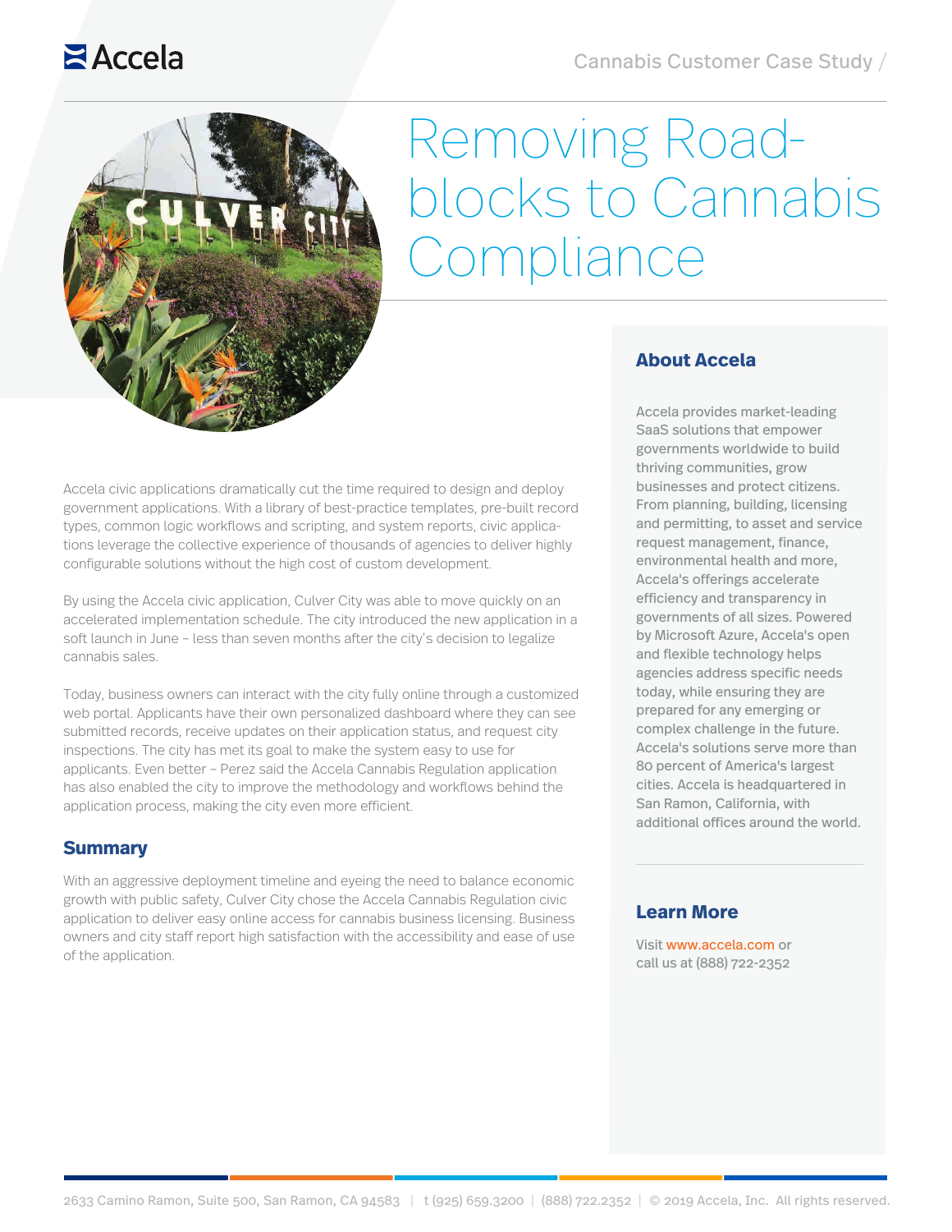# Removing Road-blocks to Cannabis Compliance

Accela civic applications dramatically cut the time required to design and deploy government applications. With a library of best-practice templates, pre-built record types, common logic workflows and scripting, and system reports, civic applications leverage the collective experience of thousands of agencies to deliver highly configurable solutions without the high cost of custom development.

By using the Accela civic application, Culver City was able to move quickly on an accelerated implementation schedule. The city introduced the new application in a soft launch in June – less than seven months after the city's decision to legalize cannabis sales.

Today, business owners can interact with the city fully online through a customized web portal. Applicants have their own personalized dashboard where they can see submitted records, receive updates on their application status, and request city inspections. The city has met its goal to make the system easy to use for applicants. Even better – Perez said the Accela Cannabis Regulation application has also enabled the city to improve the methodology and workflows behind the application process, making the city even more efficient.

## Summary

With an aggressive deployment timeline and eyeing the need to balance economic growth with public safety, Culver City chose the Accela Cannabis Regulation civic application to deliver easy online access for cannabis business licensing. Business owners and city staff report high satisfaction with the accessibility and ease of use of the application.

## About Accela

Accela provides market-leading SaaS solutions that empower governments worldwide to build thriving communities, grow businesses and protect citizens. From planning, building, licensing and permitting, to asset and service request management, finance, environmental health and more, Accela's offerings accelerate efficiency and transparency in governments of all sizes. Powered by Microsoft Azure, Accela's open and flexible technology helps agencies address specific needs today, while ensuring they are prepared for any emerging or complex challenge in the future. Accela's solutions serve more than 80 percent of America's largest cities. Accela is headquartered in San Ramon, California, with additional offices around the world.

## Learn More

Visit www.accela.com or call us at (888) 722-2352

2633 Camino Ramon, Suite 500, San Ramon, CA 94583 | t (925) 659.3200 | (888) 722.2352 | © 2019 Accela, Inc. All rights reserved.